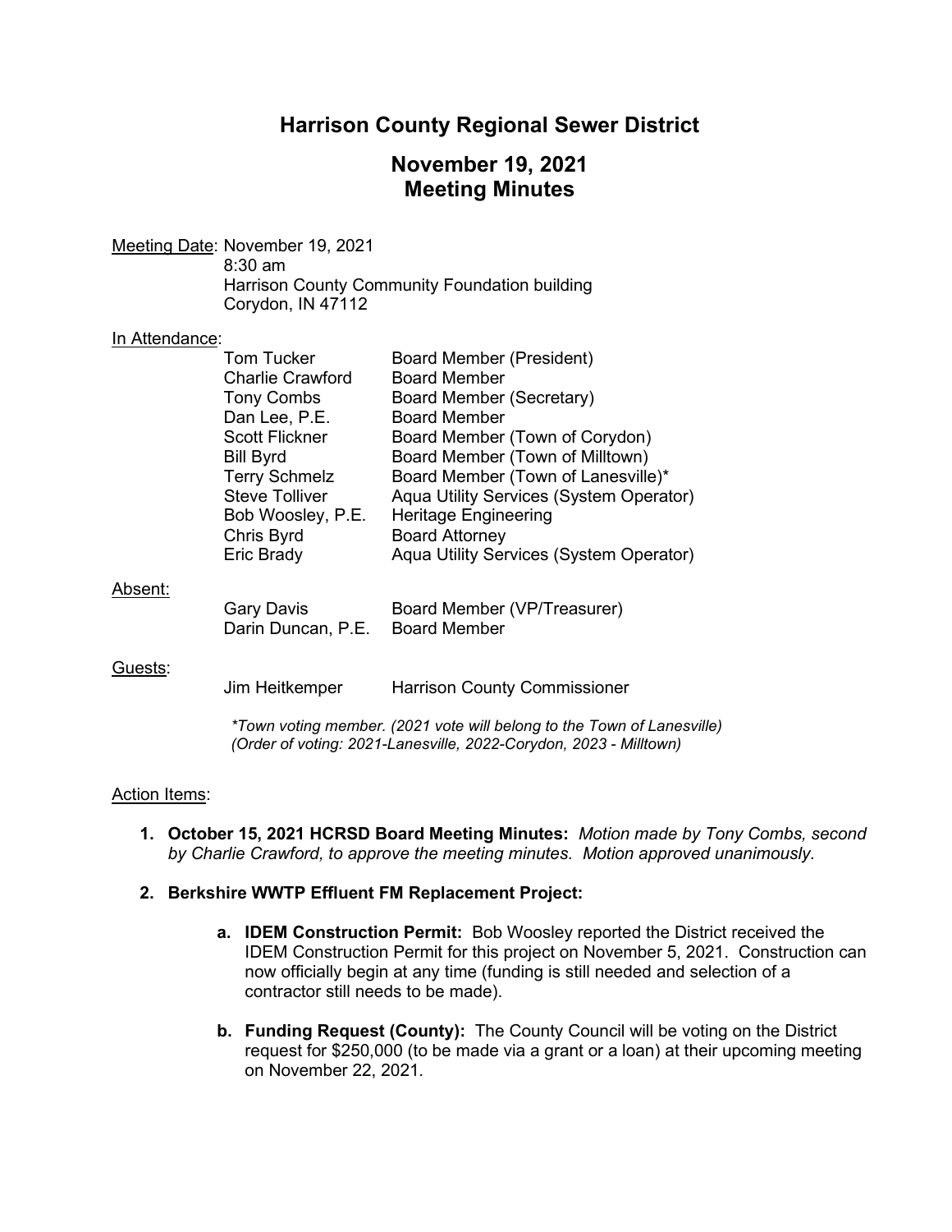# Harrison County Regional Sewer District

## November 19, 2021
## Meeting Minutes

Meeting Date: November 19, 2021
8:30 am
Harrison County Community Foundation building
Corydon, IN 47112

In Attendance:

| | |
|---|---|
| Tom Tucker | Board Member (President) |
| Charlie Crawford | Board Member |
| Tony Combs | Board Member (Secretary) |
| Dan Lee, P.E. | Board Member |
| Scott Flickner | Board Member (Town of Corydon) |
| Bill Byrd | Board Member (Town of Milltown) |
| Terry Schmelz | Board Member (Town of Lanesville)* |
| Steve Tolliver | Aqua Utility Services (System Operator) |
| Bob Woosley, P.E. | Heritage Engineering |
| Chris Byrd | Board Attorney |
| Eric Brady | Aqua Utility Services (System Operator) |

Absent:

| | |
|---|---|
| Gary Davis | Board Member (VP/Treasurer) |
| Darin Duncan, P.E. | Board Member |

Guests:

| | |
|---|---|
| Jim Heitkemper | Harrison County Commissioner |

*\*Town voting member. (2021 vote will belong to the Town of Lanesville)*
*(Order of voting: 2021-Lanesville, 2022-Corydon, 2023 - Milltown)*

Action Items:

1. **October 15, 2021 HCRSD Board Meeting Minutes:** *Motion made by Tony Combs, second by Charlie Crawford, to approve the meeting minutes. Motion approved unanimously.*

2. **Berkshire WWTP Effluent FM Replacement Project:**

   a. **IDEM Construction Permit:** Bob Woosley reported the District received the IDEM Construction Permit for this project on November 5, 2021. Construction can now officially begin at any time (funding is still needed and selection of a contractor still needs to be made).

   b. **Funding Request (County):** The County Council will be voting on the District request for $250,000 (to be made via a grant or a loan) at their upcoming meeting on November 22, 2021.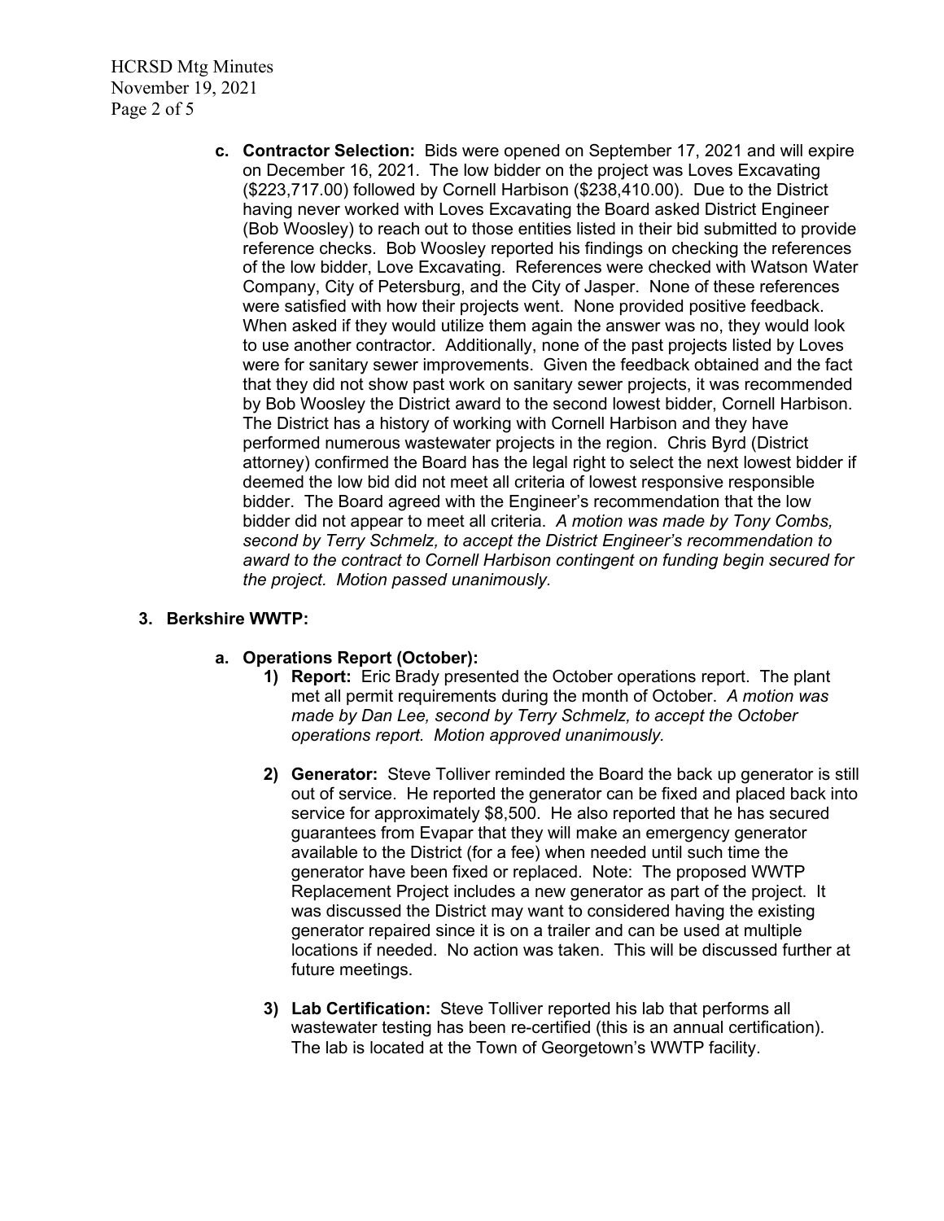**c. Contractor Selection:** Bids were opened on September 17, 2021 and will expire on December 16, 2021. The low bidder on the project was Loves Excavating ($223,717.00) followed by Cornell Harbison ($238,410.00). Due to the District having never worked with Loves Excavating the Board asked District Engineer (Bob Woosley) to reach out to those entities listed in their bid submitted to provide reference checks. Bob Woosley reported his findings on checking the references of the low bidder, Love Excavating. References were checked with Watson Water Company, City of Petersburg, and the City of Jasper. None of these references were satisfied with how their projects went. None provided positive feedback. When asked if they would utilize them again the answer was no, they would look to use another contractor. Additionally, none of the past projects listed by Loves were for sanitary sewer improvements. Given the feedback obtained and the fact that they did not show past work on sanitary sewer projects, it was recommended by Bob Woosley the District award to the second lowest bidder, Cornell Harbison. The District has a history of working with Cornell Harbison and they have performed numerous wastewater projects in the region. Chris Byrd (District attorney) confirmed the Board has the legal right to select the next lowest bidder if deemed the low bid did not meet all criteria of lowest responsive responsible bidder. The Board agreed with the Engineer's recommendation that the low bidder did not appear to meet all criteria. *A motion was made by Tony Combs, second by Terry Schmelz, to accept the District Engineer's recommendation to award to the contract to Cornell Harbison contingent on funding begin secured for the project. Motion passed unanimously.*

**3. Berkshire WWTP:**

**a. Operations Report (October):**

1) **Report:** Eric Brady presented the October operations report. The plant met all permit requirements during the month of October. *A motion was made by Dan Lee, second by Terry Schmelz, to accept the October operations report. Motion approved unanimously.*

2) **Generator:** Steve Tolliver reminded the Board the back up generator is still out of service. He reported the generator can be fixed and placed back into service for approximately $8,500. He also reported that he has secured guarantees from Evapar that they will make an emergency generator available to the District (for a fee) when needed until such time the generator have been fixed or replaced. Note: The proposed WWTP Replacement Project includes a new generator as part of the project. It was discussed the District may want to considered having the existing generator repaired since it is on a trailer and can be used at multiple locations if needed. No action was taken. This will be discussed further at future meetings.

3) **Lab Certification:** Steve Tolliver reported his lab that performs all wastewater testing has been re-certified (this is an annual certification). The lab is located at the Town of Georgetown's WWTP facility.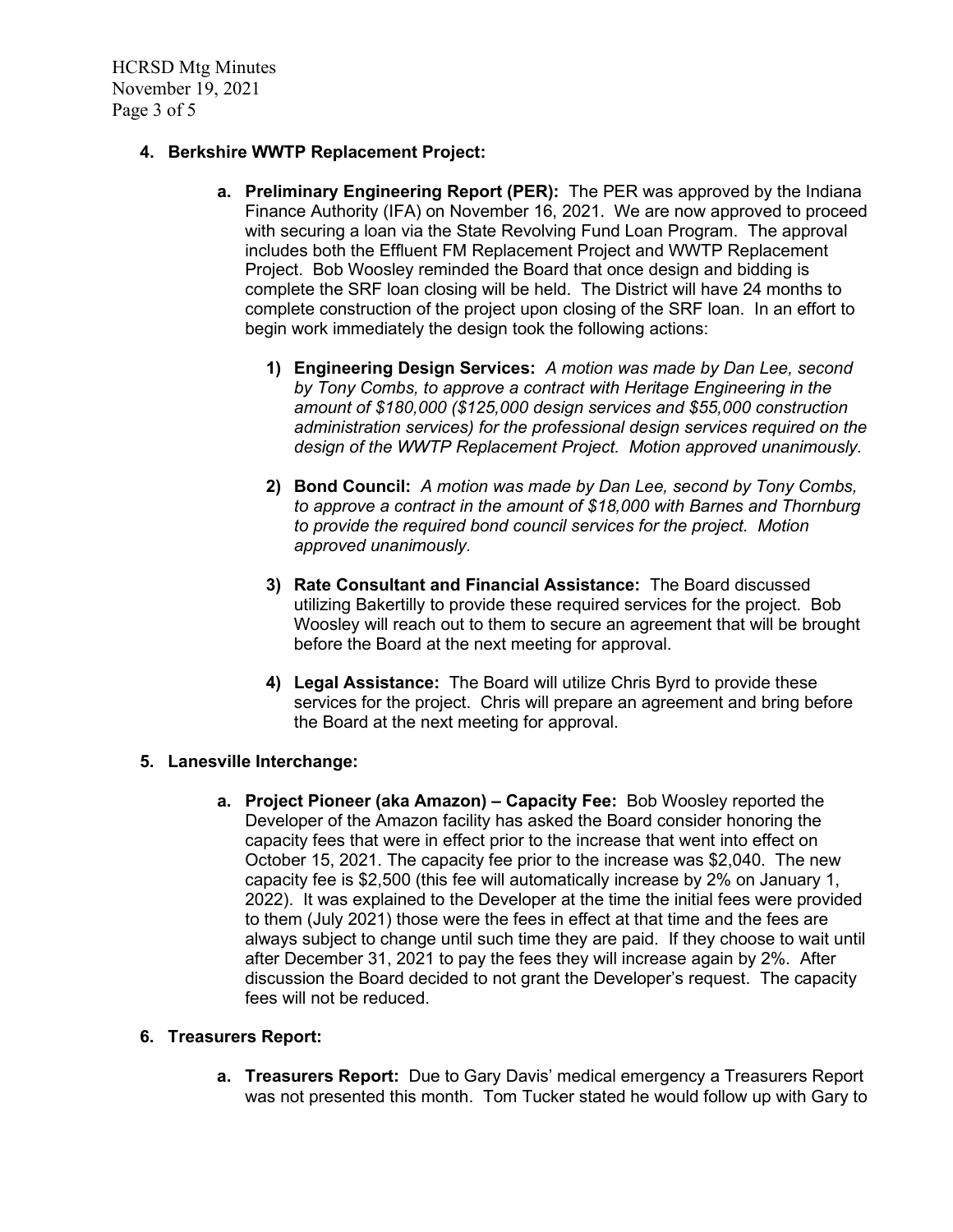**4. Berkshire WWTP Replacement Project:**

**a. Preliminary Engineering Report (PER):** The PER was approved by the Indiana Finance Authority (IFA) on November 16, 2021. We are now approved to proceed with securing a loan via the State Revolving Fund Loan Program. The approval includes both the Effluent FM Replacement Project and WWTP Replacement Project. Bob Woosley reminded the Board that once design and bidding is complete the SRF loan closing will be held. The District will have 24 months to complete construction of the project upon closing of the SRF loan. In an effort to begin work immediately the design took the following actions:

1) **Engineering Design Services:** *A motion was made by Dan Lee, second by Tony Combs, to approve a contract with Heritage Engineering in the amount of $180,000 ($125,000 design services and $55,000 construction administration services) for the professional design services required on the design of the WWTP Replacement Project. Motion approved unanimously.*

2) **Bond Council:** *A motion was made by Dan Lee, second by Tony Combs, to approve a contract in the amount of $18,000 with Barnes and Thornburg to provide the required bond council services for the project. Motion approved unanimously.*

3) **Rate Consultant and Financial Assistance:** The Board discussed utilizing Bakertilly to provide these required services for the project. Bob Woosley will reach out to them to secure an agreement that will be brought before the Board at the next meeting for approval.

4) **Legal Assistance:** The Board will utilize Chris Byrd to provide these services for the project. Chris will prepare an agreement and bring before the Board at the next meeting for approval.

**5. Lanesville Interchange:**

**a. Project Pioneer (aka Amazon) – Capacity Fee:** Bob Woosley reported the Developer of the Amazon facility has asked the Board consider honoring the capacity fees that were in effect prior to the increase that went into effect on October 15, 2021. The capacity fee prior to the increase was $2,040. The new capacity fee is $2,500 (this fee will automatically increase by 2% on January 1, 2022). It was explained to the Developer at the time the initial fees were provided to them (July 2021) those were the fees in effect at that time and the fees are always subject to change until such time they are paid. If they choose to wait until after December 31, 2021 to pay the fees they will increase again by 2%. After discussion the Board decided to not grant the Developer's request. The capacity fees will not be reduced.

**6. Treasurers Report:**

**a. Treasurers Report:** Due to Gary Davis' medical emergency a Treasurers Report was not presented this month. Tom Tucker stated he would follow up with Gary to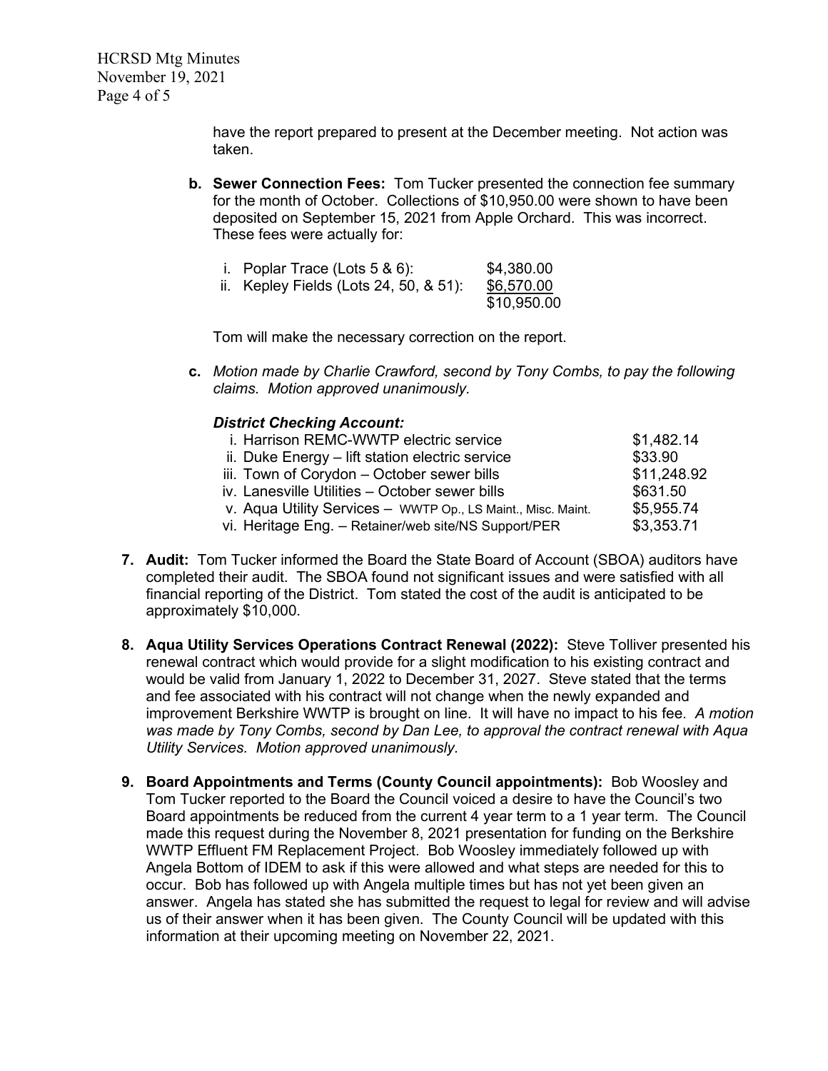have the report prepared to present at the December meeting. Not action was taken.

**b. Sewer Connection Fees:** Tom Tucker presented the connection fee summary for the month of October. Collections of $10,950.00 were shown to have been deposited on September 15, 2021 from Apple Orchard. This was incorrect. These fees were actually for:

| | |
|---|---|
| i. Poplar Trace (Lots 5 & 6): | $4,380.00 |
| ii. Kepley Fields (Lots 24, 50, & 51): | $6,570.00 |
| | $10,950.00 |

Tom will make the necessary correction on the report.

**c.** *Motion made by Charlie Crawford, second by Tony Combs, to pay the following claims. Motion approved unanimously.*

***District Checking Account:***

| | |
|---|---|
| i. Harrison REMC-WWTP electric service | $1,482.14 |
| ii. Duke Energy – lift station electric service | $33.90 |
| iii. Town of Corydon – October sewer bills | $11,248.92 |
| iv. Lanesville Utilities – October sewer bills | $631.50 |
| v. Aqua Utility Services – WWTP Op., LS Maint., Misc. Maint. | $5,955.74 |
| vi. Heritage Eng. – Retainer/web site/NS Support/PER | $3,353.71 |

**7. Audit:** Tom Tucker informed the Board the State Board of Account (SBOA) auditors have completed their audit. The SBOA found not significant issues and were satisfied with all financial reporting of the District. Tom stated the cost of the audit is anticipated to be approximately $10,000.

**8. Aqua Utility Services Operations Contract Renewal (2022):** Steve Tolliver presented his renewal contract which would provide for a slight modification to his existing contract and would be valid from January 1, 2022 to December 31, 2027. Steve stated that the terms and fee associated with his contract will not change when the newly expanded and improvement Berkshire WWTP is brought on line. It will have no impact to his fee. *A motion was made by Tony Combs, second by Dan Lee, to approval the contract renewal with Aqua Utility Services. Motion approved unanimously.*

**9. Board Appointments and Terms (County Council appointments):** Bob Woosley and Tom Tucker reported to the Board the Council voiced a desire to have the Council's two Board appointments be reduced from the current 4 year term to a 1 year term. The Council made this request during the November 8, 2021 presentation for funding on the Berkshire WWTP Effluent FM Replacement Project. Bob Woosley immediately followed up with Angela Bottom of IDEM to ask if this were allowed and what steps are needed for this to occur. Bob has followed up with Angela multiple times but has not yet been given an answer. Angela has stated she has submitted the request to legal for review and will advise us of their answer when it has been given. The County Council will be updated with this information at their upcoming meeting on November 22, 2021.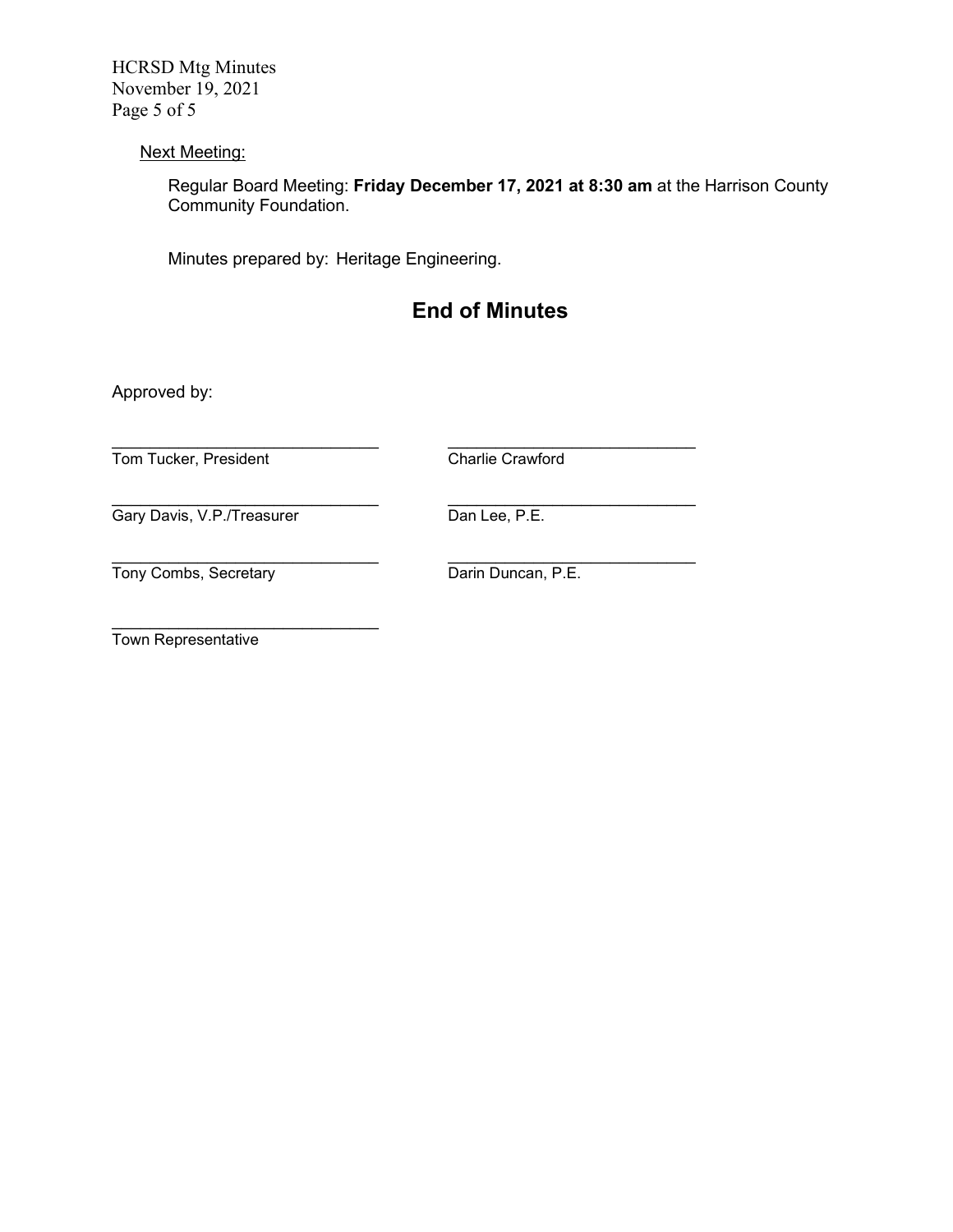Next Meeting:

Regular Board Meeting: **Friday December 17, 2021 at 8:30 am** at the Harrison County Community Foundation.

Minutes prepared by: Heritage Engineering.

## End of Minutes

Approved by:

| | |
|---|---|
| ____________________________ | ____________________________ |
| Tom Tucker, President | Charlie Crawford |
| ____________________________ | ____________________________ |
| Gary Davis, V.P./Treasurer | Dan Lee, P.E. |
| ____________________________ | ____________________________ |
| Tony Combs, Secretary | Darin Duncan, P.E. |
| ____________________________ | |
| Town Representative | |